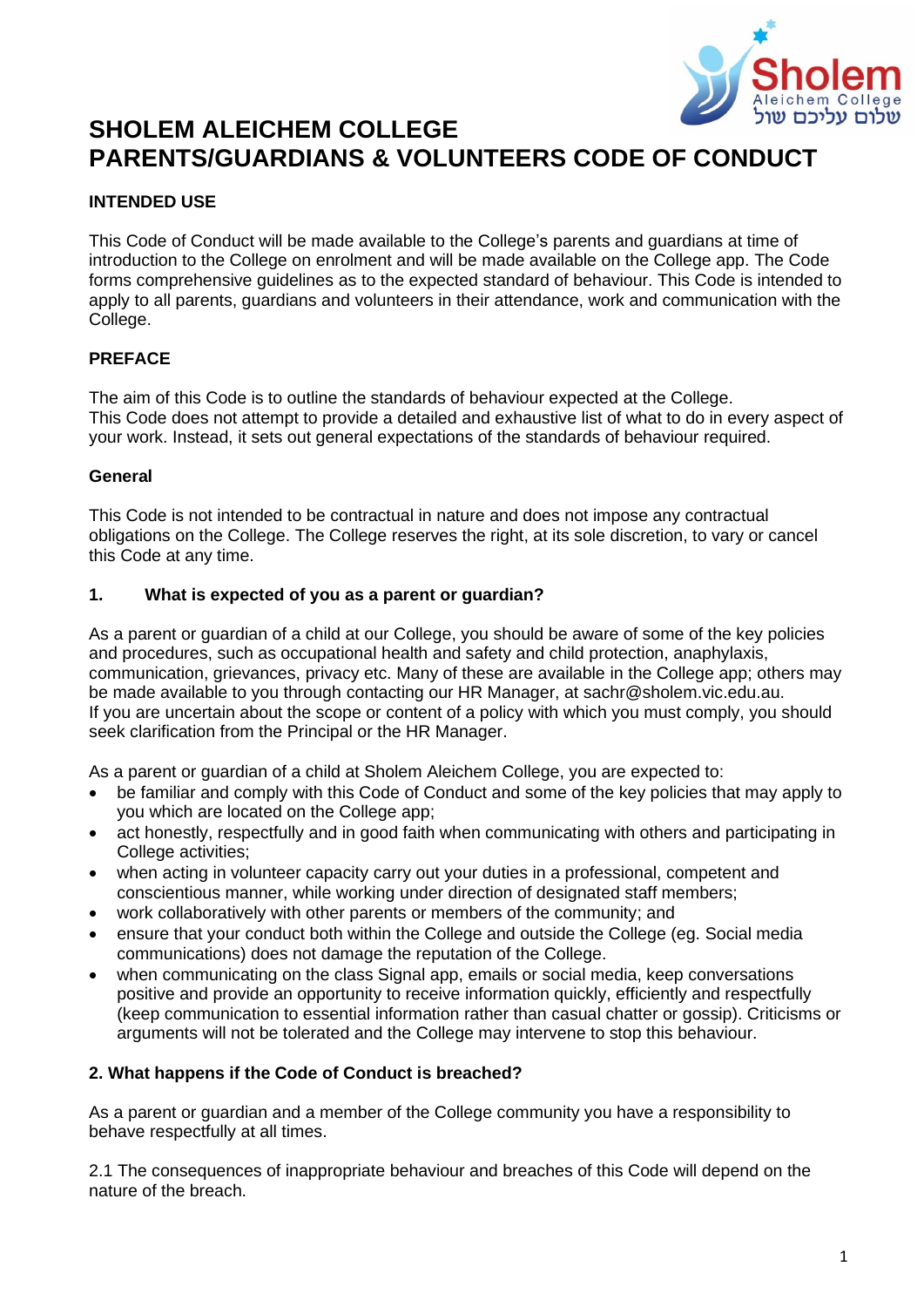# SHOLEM ALEICHEM COLLEGE
# PARENTS/GUARDIANS & VOLUNTEERS CODE OF CONDUCT

**INTENDED USE**

This Code of Conduct will be made available to the College's parents and guardians at time of introduction to the College on enrolment and will be made available on the College app. The Code forms comprehensive guidelines as to the expected standard of behaviour. This Code is intended to apply to all parents, guardians and volunteers in their attendance, work and communication with the College.

**PREFACE**

The aim of this Code is to outline the standards of behaviour expected at the College.
This Code does not attempt to provide a detailed and exhaustive list of what to do in every aspect of your work. Instead, it sets out general expectations of the standards of behaviour required.

**General**

This Code is not intended to be contractual in nature and does not impose any contractual obligations on the College. The College reserves the right, at its sole discretion, to vary or cancel this Code at any time.

**1. What is expected of you as a parent or guardian?**

As a parent or guardian of a child at our College, you should be aware of some of the key policies and procedures, such as occupational health and safety and child protection, anaphylaxis, communication, grievances, privacy etc. Many of these are available in the College app; others may be made available to you through contacting our HR Manager, at sachr@sholem.vic.edu.au.
If you are uncertain about the scope or content of a policy with which you must comply, you should seek clarification from the Principal or the HR Manager.

As a parent or guardian of a child at Sholem Aleichem College, you are expected to:

- be familiar and comply with this Code of Conduct and some of the key policies that may apply to you which are located on the College app;
- act honestly, respectfully and in good faith when communicating with others and participating in College activities;
- when acting in volunteer capacity carry out your duties in a professional, competent and conscientious manner, while working under direction of designated staff members;
- work collaboratively with other parents or members of the community; and
- ensure that your conduct both within the College and outside the College (eg. Social media communications) does not damage the reputation of the College.
- when communicating on the class Signal app, emails or social media, keep conversations positive and provide an opportunity to receive information quickly, efficiently and respectfully (keep communication to essential information rather than casual chatter or gossip). Criticisms or arguments will not be tolerated and the College may intervene to stop this behaviour.

**2. What happens if the Code of Conduct is breached?**

As a parent or guardian and a member of the College community you have a responsibility to behave respectfully at all times.

2.1 The consequences of inappropriate behaviour and breaches of this Code will depend on the nature of the breach.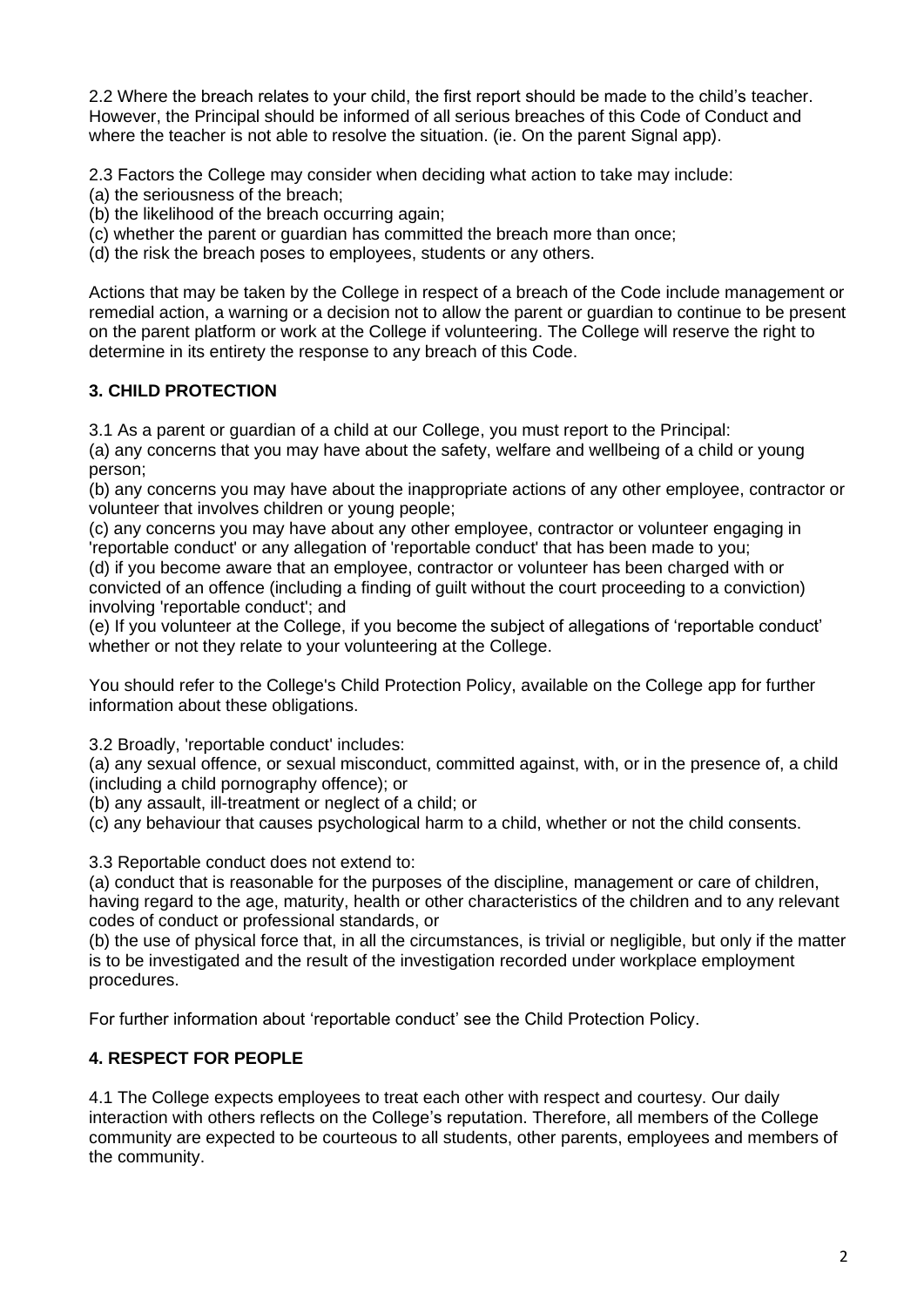2.2 Where the breach relates to your child, the first report should be made to the child's teacher. However, the Principal should be informed of all serious breaches of this Code of Conduct and where the teacher is not able to resolve the situation. (ie. On the parent Signal app).

2.3 Factors the College may consider when deciding what action to take may include:
(a) the seriousness of the breach;
(b) the likelihood of the breach occurring again;
(c) whether the parent or guardian has committed the breach more than once;
(d) the risk the breach poses to employees, students or any others.

Actions that may be taken by the College in respect of a breach of the Code include management or remedial action, a warning or a decision not to allow the parent or guardian to continue to be present on the parent platform or work at the College if volunteering. The College will reserve the right to determine in its entirety the response to any breach of this Code.

## 3. CHILD PROTECTION

3.1 As a parent or guardian of a child at our College, you must report to the Principal:
(a) any concerns that you may have about the safety, welfare and wellbeing of a child or young person;
(b) any concerns you may have about the inappropriate actions of any other employee, contractor or volunteer that involves children or young people;
(c) any concerns you may have about any other employee, contractor or volunteer engaging in 'reportable conduct' or any allegation of 'reportable conduct' that has been made to you;
(d) if you become aware that an employee, contractor or volunteer has been charged with or convicted of an offence (including a finding of guilt without the court proceeding to a conviction) involving 'reportable conduct'; and
(e) If you volunteer at the College, if you become the subject of allegations of 'reportable conduct' whether or not they relate to your volunteering at the College.

You should refer to the College's Child Protection Policy, available on the College app for further information about these obligations.

3.2 Broadly, 'reportable conduct' includes:
(a) any sexual offence, or sexual misconduct, committed against, with, or in the presence of, a child (including a child pornography offence); or
(b) any assault, ill-treatment or neglect of a child; or
(c) any behaviour that causes psychological harm to a child, whether or not the child consents.

3.3 Reportable conduct does not extend to:
(a) conduct that is reasonable for the purposes of the discipline, management or care of children, having regard to the age, maturity, health or other characteristics of the children and to any relevant codes of conduct or professional standards, or
(b) the use of physical force that, in all the circumstances, is trivial or negligible, but only if the matter is to be investigated and the result of the investigation recorded under workplace employment procedures.

For further information about 'reportable conduct' see the Child Protection Policy.

## 4. RESPECT FOR PEOPLE

4.1 The College expects employees to treat each other with respect and courtesy. Our daily interaction with others reflects on the College's reputation. Therefore, all members of the College community are expected to be courteous to all students, other parents, employees and members of the community.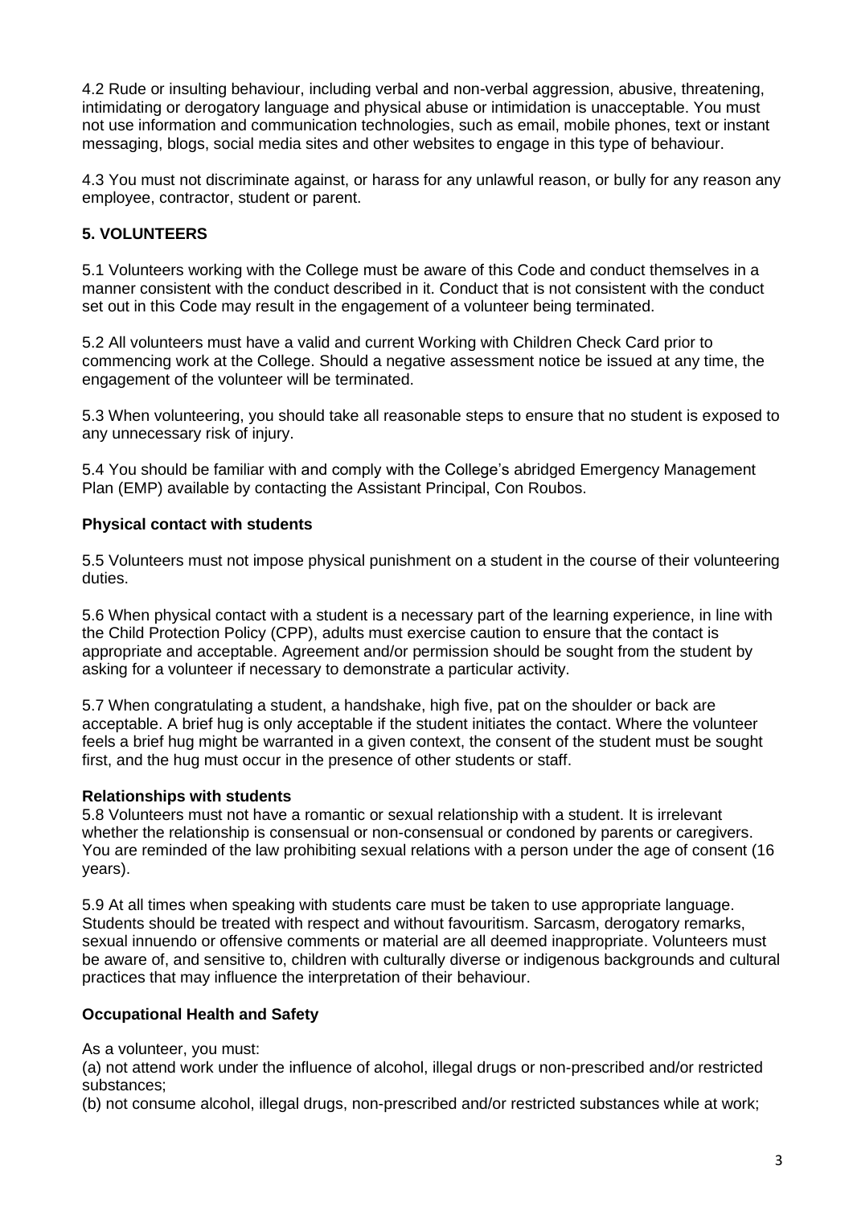4.2 Rude or insulting behaviour, including verbal and non-verbal aggression, abusive, threatening, intimidating or derogatory language and physical abuse or intimidation is unacceptable. You must not use information and communication technologies, such as email, mobile phones, text or instant messaging, blogs, social media sites and other websites to engage in this type of behaviour.

4.3 You must not discriminate against, or harass for any unlawful reason, or bully for any reason any employee, contractor, student or parent.

## 5. VOLUNTEERS

5.1 Volunteers working with the College must be aware of this Code and conduct themselves in a manner consistent with the conduct described in it. Conduct that is not consistent with the conduct set out in this Code may result in the engagement of a volunteer being terminated.

5.2 All volunteers must have a valid and current Working with Children Check Card prior to commencing work at the College. Should a negative assessment notice be issued at any time, the engagement of the volunteer will be terminated.

5.3 When volunteering, you should take all reasonable steps to ensure that no student is exposed to any unnecessary risk of injury.

5.4 You should be familiar with and comply with the College's abridged Emergency Management Plan (EMP) available by contacting the Assistant Principal, Con Roubos.

### Physical contact with students

5.5 Volunteers must not impose physical punishment on a student in the course of their volunteering duties.

5.6 When physical contact with a student is a necessary part of the learning experience, in line with the Child Protection Policy (CPP), adults must exercise caution to ensure that the contact is appropriate and acceptable. Agreement and/or permission should be sought from the student by asking for a volunteer if necessary to demonstrate a particular activity.

5.7 When congratulating a student, a handshake, high five, pat on the shoulder or back are acceptable. A brief hug is only acceptable if the student initiates the contact. Where the volunteer feels a brief hug might be warranted in a given context, the consent of the student must be sought first, and the hug must occur in the presence of other students or staff.

### Relationships with students

5.8 Volunteers must not have a romantic or sexual relationship with a student. It is irrelevant whether the relationship is consensual or non-consensual or condoned by parents or caregivers. You are reminded of the law prohibiting sexual relations with a person under the age of consent (16 years).

5.9 At all times when speaking with students care must be taken to use appropriate language. Students should be treated with respect and without favouritism. Sarcasm, derogatory remarks, sexual innuendo or offensive comments or material are all deemed inappropriate. Volunteers must be aware of, and sensitive to, children with culturally diverse or indigenous backgrounds and cultural practices that may influence the interpretation of their behaviour.

### Occupational Health and Safety

As a volunteer, you must:

(a) not attend work under the influence of alcohol, illegal drugs or non-prescribed and/or restricted substances;

(b) not consume alcohol, illegal drugs, non-prescribed and/or restricted substances while at work;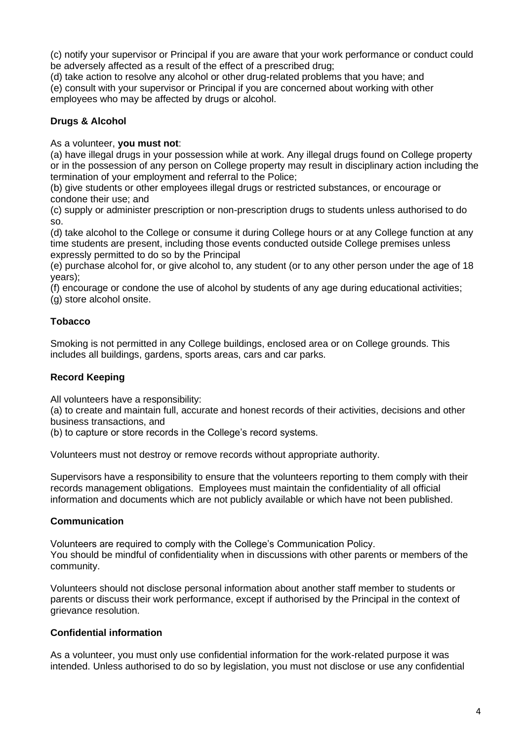(c) notify your supervisor or Principal if you are aware that your work performance or conduct could be adversely affected as a result of the effect of a prescribed drug;
(d) take action to resolve any alcohol or other drug-related problems that you have; and
(e) consult with your supervisor or Principal if you are concerned about working with other employees who may be affected by drugs or alcohol.

**Drugs & Alcohol**

As a volunteer, **you must not**:
(a) have illegal drugs in your possession while at work. Any illegal drugs found on College property or in the possession of any person on College property may result in disciplinary action including the termination of your employment and referral to the Police;
(b) give students or other employees illegal drugs or restricted substances, or encourage or condone their use; and
(c) supply or administer prescription or non-prescription drugs to students unless authorised to do so.
(d) take alcohol to the College or consume it during College hours or at any College function at any time students are present, including those events conducted outside College premises unless expressly permitted to do so by the Principal
(e) purchase alcohol for, or give alcohol to, any student (or to any other person under the age of 18 years);
(f) encourage or condone the use of alcohol by students of any age during educational activities;
(g) store alcohol onsite.

**Tobacco**

Smoking is not permitted in any College buildings, enclosed area or on College grounds. This includes all buildings, gardens, sports areas, cars and car parks.

**Record Keeping**

All volunteers have a responsibility:
(a) to create and maintain full, accurate and honest records of their activities, decisions and other business transactions, and
(b) to capture or store records in the College's record systems.

Volunteers must not destroy or remove records without appropriate authority.

Supervisors have a responsibility to ensure that the volunteers reporting to them comply with their records management obligations. Employees must maintain the confidentiality of all official information and documents which are not publicly available or which have not been published.

**Communication**

Volunteers are required to comply with the College's Communication Policy.
You should be mindful of confidentiality when in discussions with other parents or members of the community.

Volunteers should not disclose personal information about another staff member to students or parents or discuss their work performance, except if authorised by the Principal in the context of grievance resolution.

**Confidential information**

As a volunteer, you must only use confidential information for the work-related purpose it was intended. Unless authorised to do so by legislation, you must not disclose or use any confidential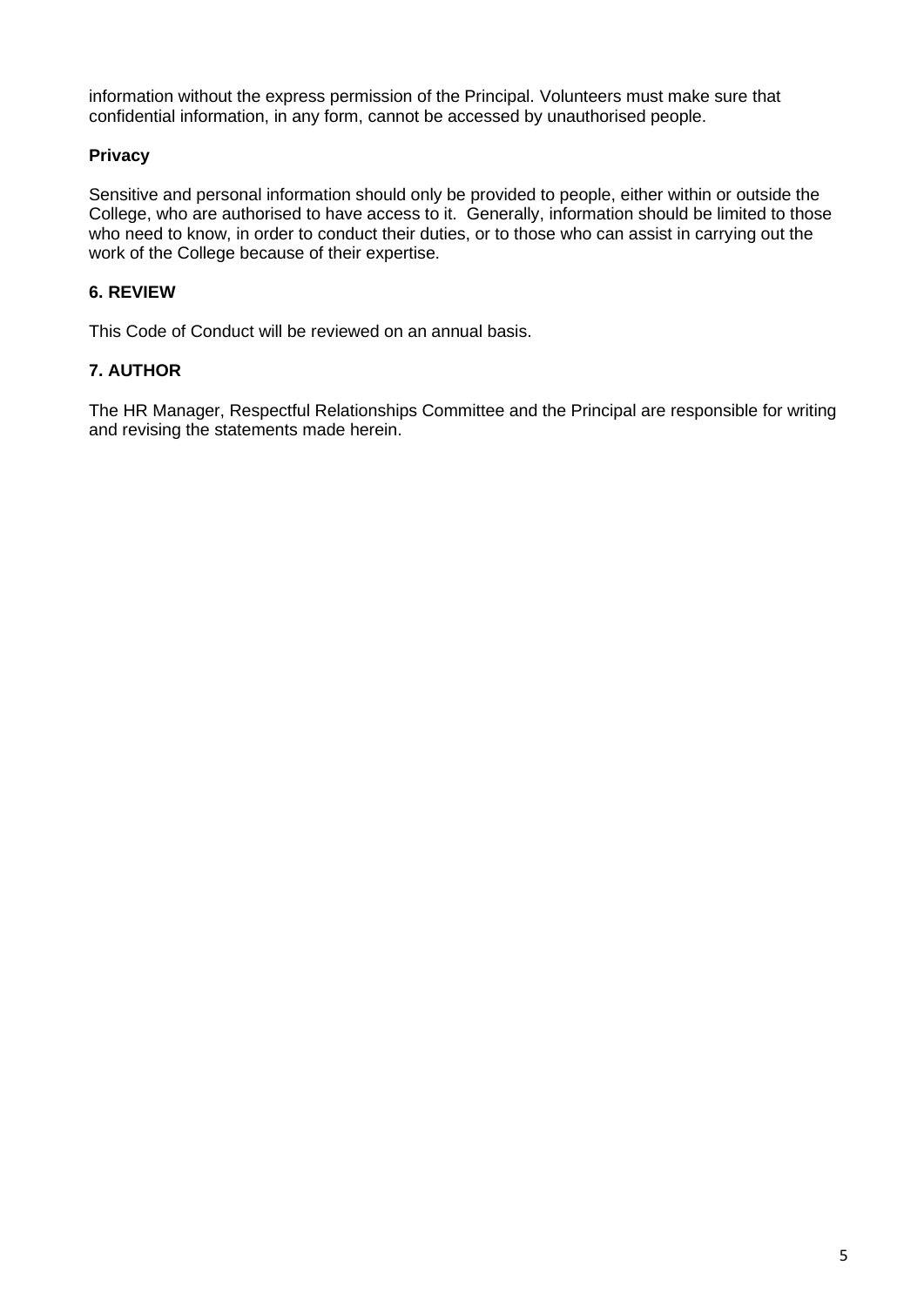information without the express permission of the Principal. Volunteers must make sure that confidential information, in any form, cannot be accessed by unauthorised people.

**Privacy**

Sensitive and personal information should only be provided to people, either within or outside the College, who are authorised to have access to it. Generally, information should be limited to those who need to know, in order to conduct their duties, or to those who can assist in carrying out the work of the College because of their expertise.

## 6. REVIEW

This Code of Conduct will be reviewed on an annual basis.

## 7. AUTHOR

The HR Manager, Respectful Relationships Committee and the Principal are responsible for writing and revising the statements made herein.